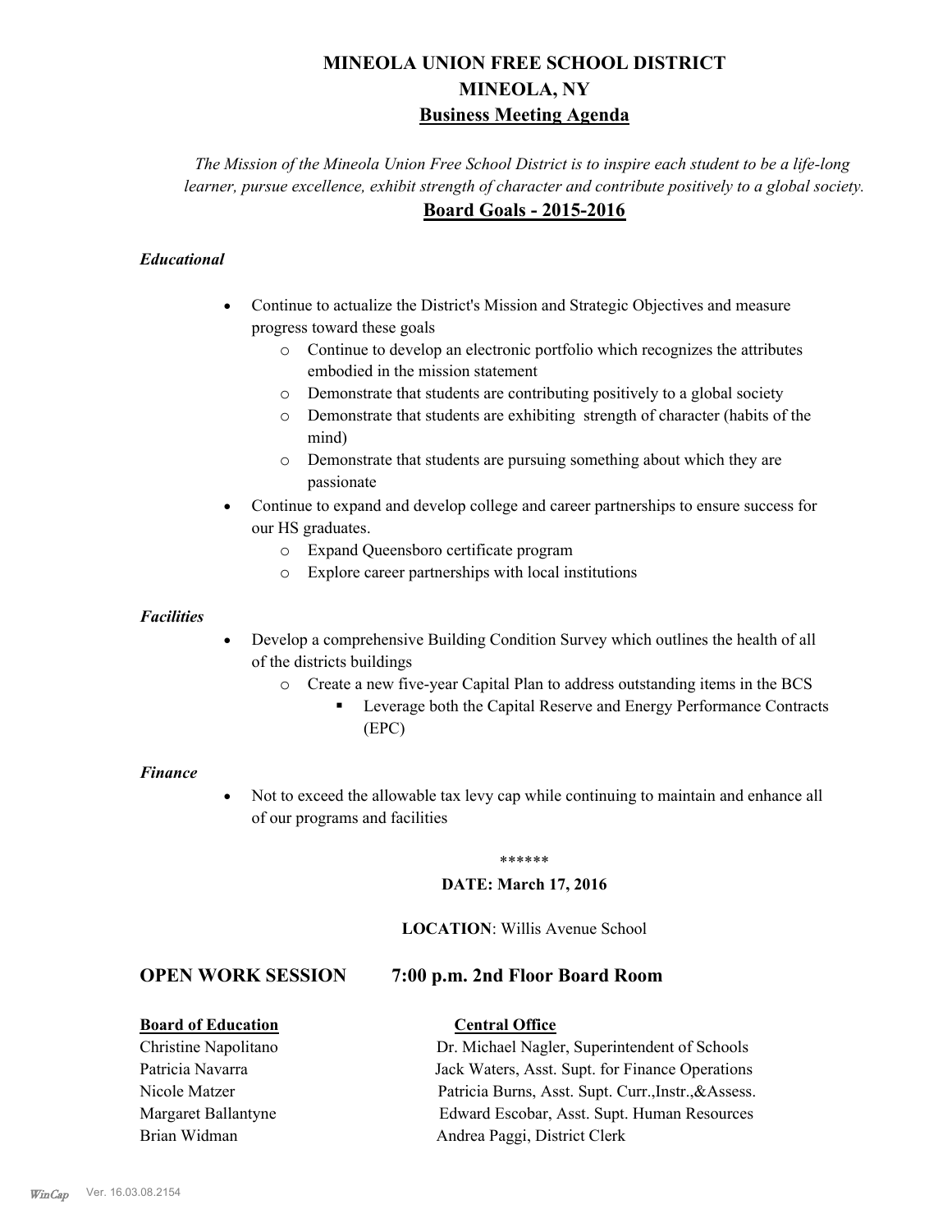# MINEOLA UNION FREE SCHOOL DISTRICT
# MINEOLA, NY
## Business Meeting Agenda

*The Mission of the Mineola Union Free School District is to inspire each student to be a life-long learner, pursue excellence, exhibit strength of character and contribute positively to a global society.*

## Board Goals - 2015-2016

### *Educational*

- Continue to actualize the District's Mission and Strategic Objectives and measure progress toward these goals
  - Continue to develop an electronic portfolio which recognizes the attributes embodied in the mission statement
  - Demonstrate that students are contributing positively to a global society
  - Demonstrate that students are exhibiting strength of character (habits of the mind)
  - Demonstrate that students are pursuing something about which they are passionate
- Continue to expand and develop college and career partnerships to ensure success for our HS graduates.
  - Expand Queensboro certificate program
  - Explore career partnerships with local institutions

### *Facilities*

- Develop a comprehensive Building Condition Survey which outlines the health of all of the districts buildings
  - Create a new five-year Capital Plan to address outstanding items in the BCS
    - Leverage both the Capital Reserve and Energy Performance Contracts (EPC)

### *Finance*

- Not to exceed the allowable tax levy cap while continuing to maintain and enhance all of our programs and facilities

******

**DATE: March 17, 2016**

**LOCATION**: Willis Avenue School

## OPEN WORK SESSION 7:00 p.m. 2nd Floor Board Room

| **Board of Education** | **Central Office** |
|---|---|
| Christine Napolitano | Dr. Michael Nagler, Superintendent of Schools |
| Patricia Navarra | Jack Waters, Asst. Supt. for Finance Operations |
| Nicole Matzer | Patricia Burns, Asst. Supt. Curr.,Instr.,&Assess. |
| Margaret Ballantyne | Edward Escobar, Asst. Supt. Human Resources |
| Brian Widman | Andrea Paggi, District Clerk |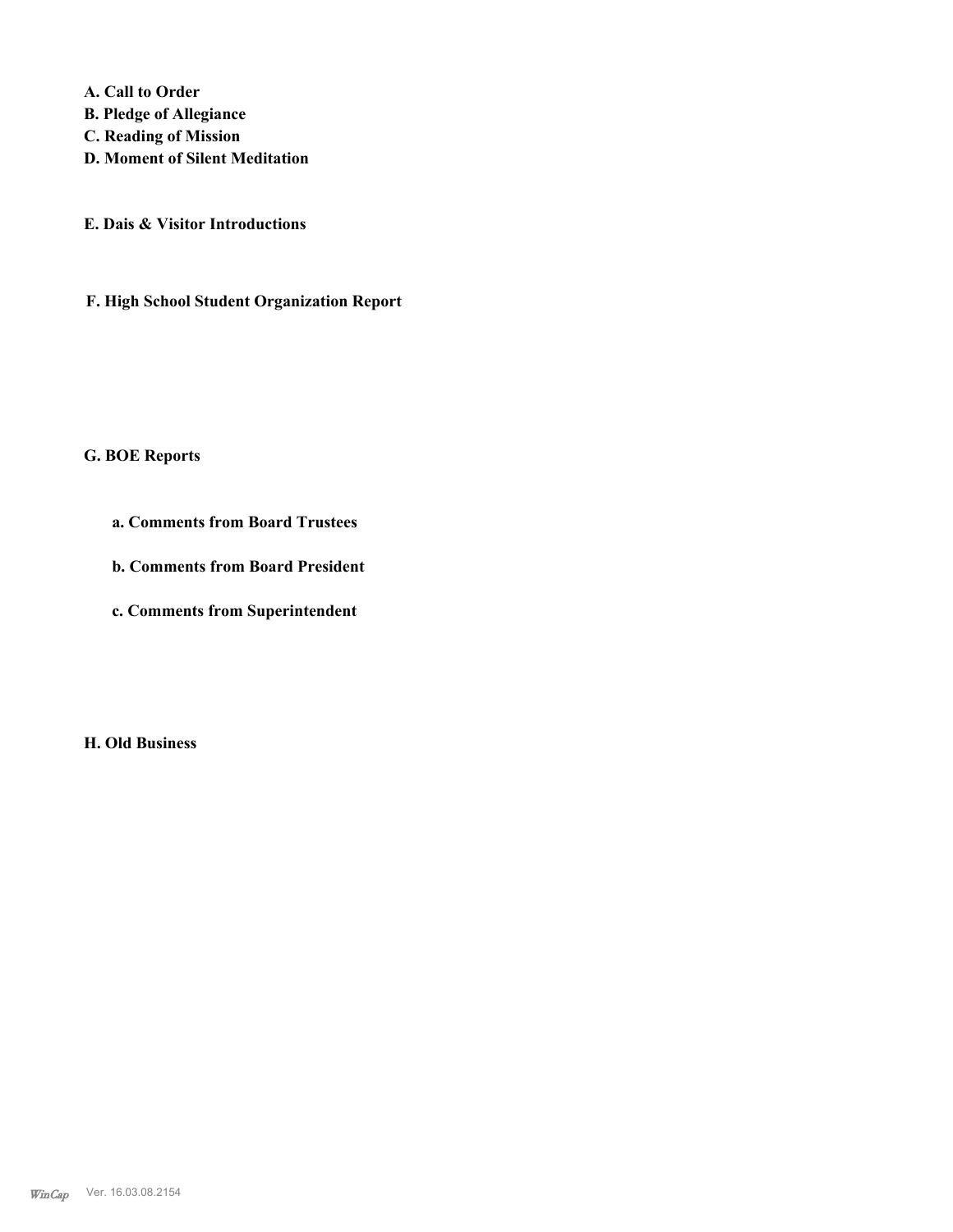**A. Call to Order**
**B. Pledge of Allegiance**
**C. Reading of Mission**
**D. Moment of Silent Meditation**

**E. Dais & Visitor Introductions**

**F. High School Student Organization Report**

**G. BOE Reports**

**a. Comments from Board Trustees**

**b. Comments from Board President**

**c. Comments from Superintendent**

**H. Old Business**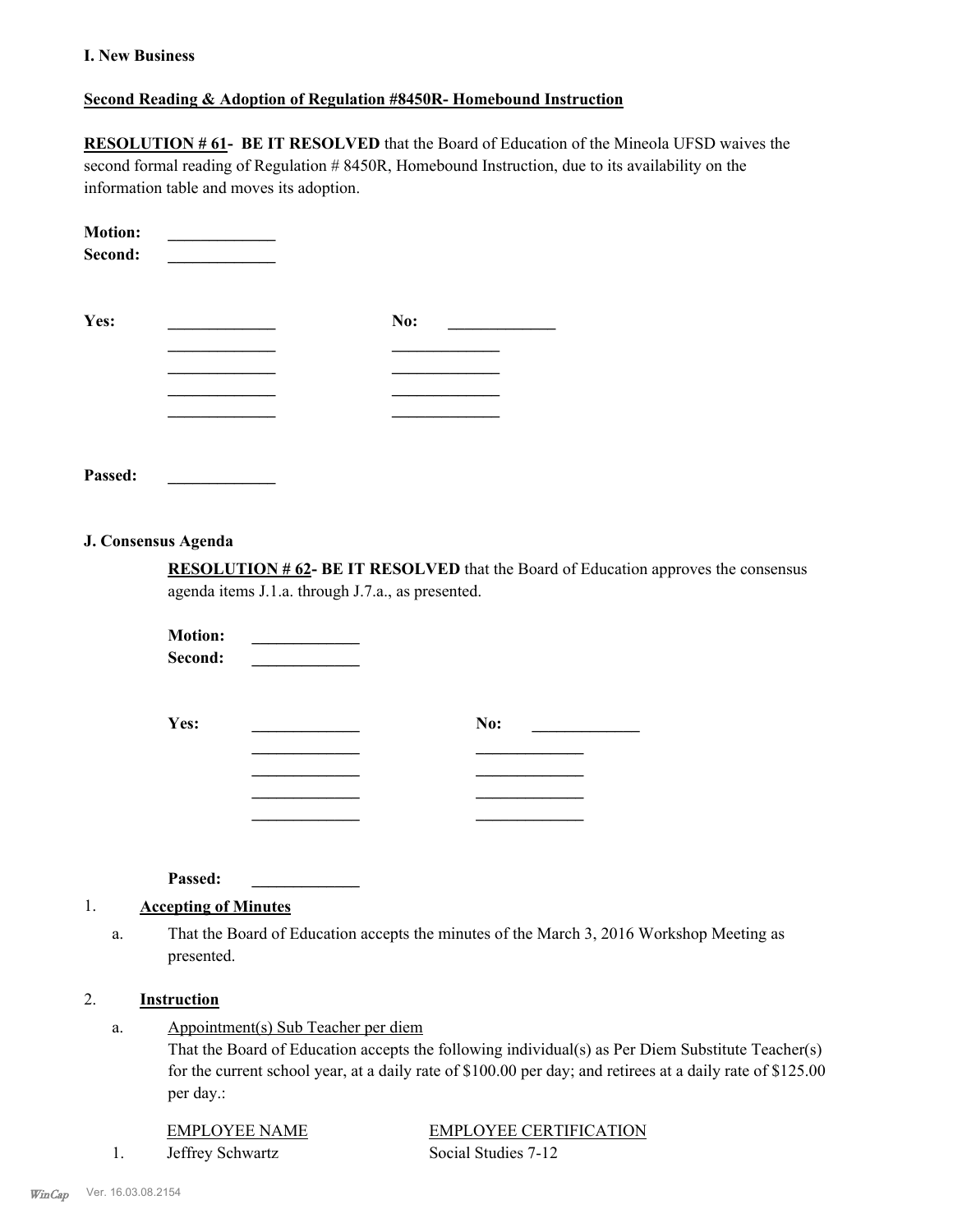**I. New Business**

**Second Reading & Adoption of Regulation #8450R- Homebound Instruction**

**RESOLUTION # 61- BE IT RESOLVED** that the Board of Education of the Mineola UFSD waives the second formal reading of Regulation # 8450R, Homebound Instruction, due to its availability on the information table and moves its adoption.

**Motion:** _____________
**Second:** _____________

| **Yes:** | _____________ | **No:** | _____________ |
|---|---|---|---|
| | _____________ | | _____________ |
| | _____________ | | _____________ |
| | _____________ | | _____________ |
| | _____________ | | _____________ |

**Passed:** _____________

**J. Consensus Agenda**

**RESOLUTION # 62- BE IT RESOLVED** that the Board of Education approves the consensus agenda items J.1.a. through J.7.a., as presented.

**Motion:** _____________
**Second:** _____________

| **Yes:** | _____________ | **No:** | _____________ |
|---|---|---|---|
| | _____________ | | _____________ |
| | _____________ | | _____________ |
| | _____________ | | _____________ |
| | _____________ | | _____________ |

**Passed:** _____________

1. **Accepting of Minutes**

   a. That the Board of Education accepts the minutes of the March 3, 2016 Workshop Meeting as presented.

2. **Instruction**

   a. Appointment(s) Sub Teacher per diem
   That the Board of Education accepts the following individual(s) as Per Diem Substitute Teacher(s) for the current school year, at a daily rate of $100.00 per day; and retirees at a daily rate of $125.00 per day.:

| | EMPLOYEE NAME | EMPLOYEE CERTIFICATION |
|---|---|---|
| 1. | Jeffrey Schwartz | Social Studies 7-12 |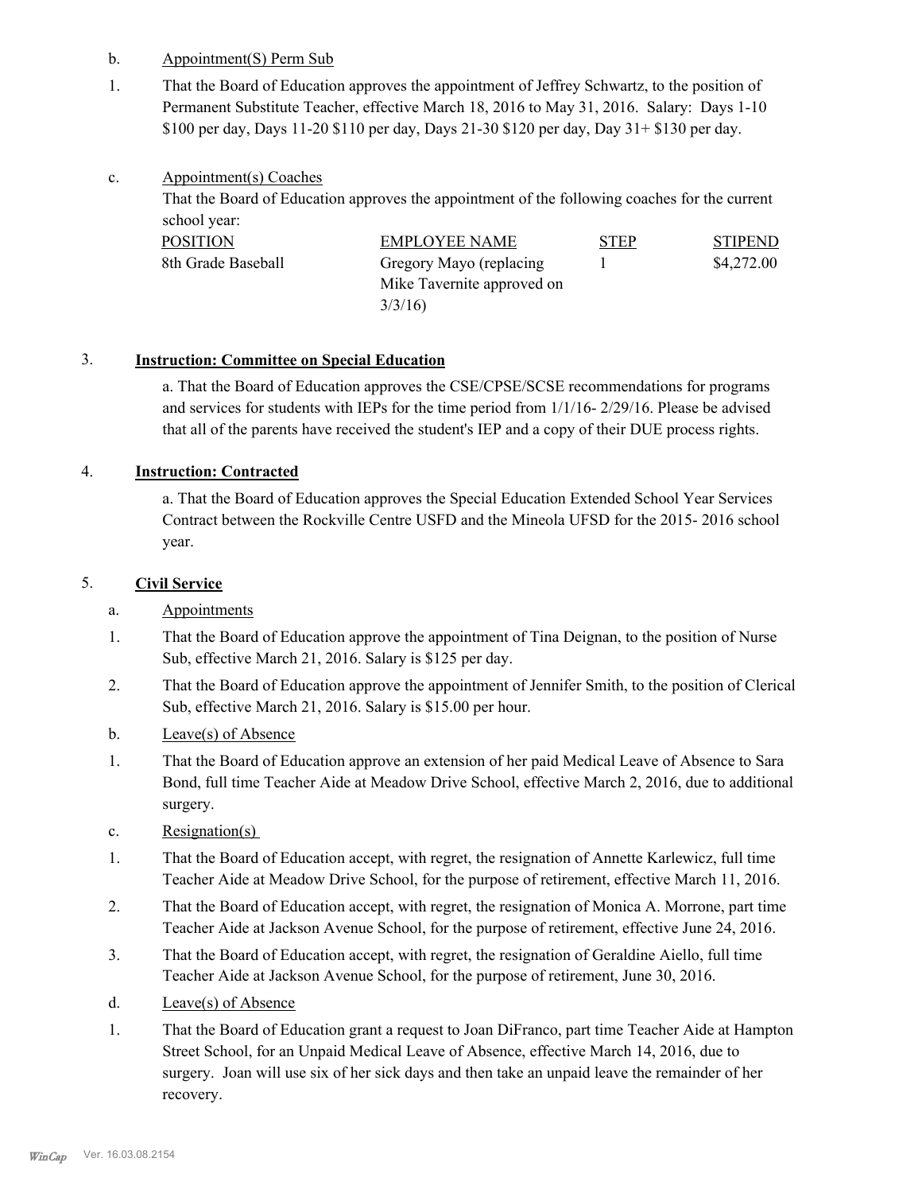b. Appointment(S) Perm Sub

1. That the Board of Education approves the appointment of Jeffrey Schwartz, to the position of Permanent Substitute Teacher, effective March 18, 2016 to May 31, 2016. Salary: Days 1-10 $100 per day, Days 11-20 $110 per day, Days 21-30 $120 per day, Day 31+ $130 per day.

c. Appointment(s) Coaches

That the Board of Education approves the appointment of the following coaches for the current school year:

| POSITION | EMPLOYEE NAME | STEP | STIPEND |
|---|---|---|---|
| 8th Grade Baseball | Gregory Mayo (replacing Mike Tavernite approved on 3/3/16) | 1 | $4,272.00 |

3. **Instruction: Committee on Special Education**

a. That the Board of Education approves the CSE/CPSE/SCSE recommendations for programs and services for students with IEPs for the time period from 1/1/16- 2/29/16. Please be advised that all of the parents have received the student's IEP and a copy of their DUE process rights.

4. **Instruction: Contracted**

a. That the Board of Education approves the Special Education Extended School Year Services Contract between the Rockville Centre USFD and the Mineola UFSD for the 2015- 2016 school year.

5. **Civil Service**

a. Appointments

1. That the Board of Education approve the appointment of Tina Deignan, to the position of Nurse Sub, effective March 21, 2016. Salary is $125 per day.
2. That the Board of Education approve the appointment of Jennifer Smith, to the position of Clerical Sub, effective March 21, 2016. Salary is $15.00 per hour.

b. Leave(s) of Absence

1. That the Board of Education approve an extension of her paid Medical Leave of Absence to Sara Bond, full time Teacher Aide at Meadow Drive School, effective March 2, 2016, due to additional surgery.

c. Resignation(s)

1. That the Board of Education accept, with regret, the resignation of Annette Karlewicz, full time Teacher Aide at Meadow Drive School, for the purpose of retirement, effective March 11, 2016.
2. That the Board of Education accept, with regret, the resignation of Monica A. Morrone, part time Teacher Aide at Jackson Avenue School, for the purpose of retirement, effective June 24, 2016.
3. That the Board of Education accept, with regret, the resignation of Geraldine Aiello, full time Teacher Aide at Jackson Avenue School, for the purpose of retirement, June 30, 2016.

d. Leave(s) of Absence

1. That the Board of Education grant a request to Joan DiFranco, part time Teacher Aide at Hampton Street School, for an Unpaid Medical Leave of Absence, effective March 14, 2016, due to surgery. Joan will use six of her sick days and then take an unpaid leave the remainder of her recovery.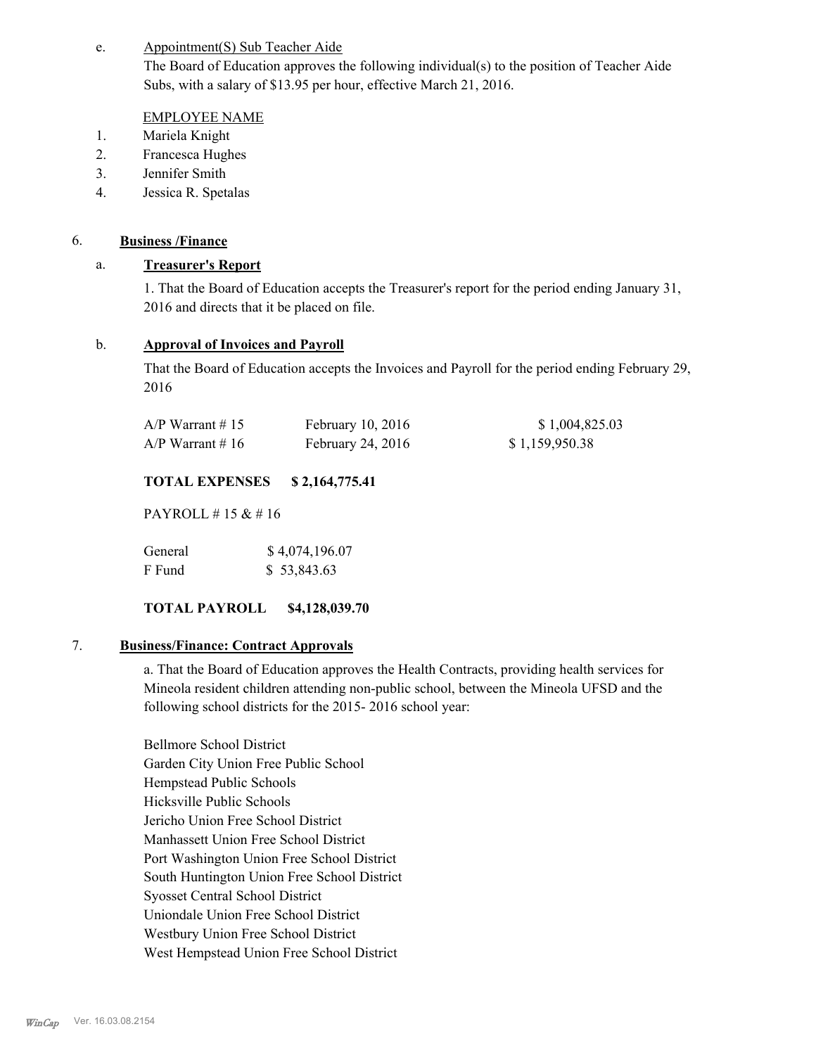e. Appointment(S) Sub Teacher Aide

The Board of Education approves the following individual(s) to the position of Teacher Aide Subs, with a salary of $13.95 per hour, effective March 21, 2016.

EMPLOYEE NAME

1. Mariela Knight
2. Francesca Hughes
3. Jennifer Smith
4. Jessica R. Spetalas

6. **Business /Finance**

a. **Treasurer's Report**

1. That the Board of Education accepts the Treasurer's report for the period ending January 31, 2016 and directs that it be placed on file.

b. **Approval of Invoices and Payroll**

That the Board of Education accepts the Invoices and Payroll for the period ending February 29, 2016

| | | |
|---|---|---|
| A/P Warrant # 15 | February 10, 2016 | $ 1,004,825.03 |
| A/P Warrant # 16 | February 24, 2016 | $ 1,159,950.38 |

**TOTAL EXPENSES $ 2,164,775.41**

PAYROLL # 15 & # 16

| | |
|---|---|
| General | $ 4,074,196.07 |
| F Fund | $ 53,843.63 |

**TOTAL PAYROLL $4,128,039.70**

7. **Business/Finance: Contract Approvals**

a. That the Board of Education approves the Health Contracts, providing health services for Mineola resident children attending non-public school, between the Mineola UFSD and the following school districts for the 2015- 2016 school year:

Bellmore School District
Garden City Union Free Public School
Hempstead Public Schools
Hicksville Public Schools
Jericho Union Free School District
Manhassett Union Free School District
Port Washington Union Free School District
South Huntington Union Free School District
Syosset Central School District
Uniondale Union Free School District
Westbury Union Free School District
West Hempstead Union Free School District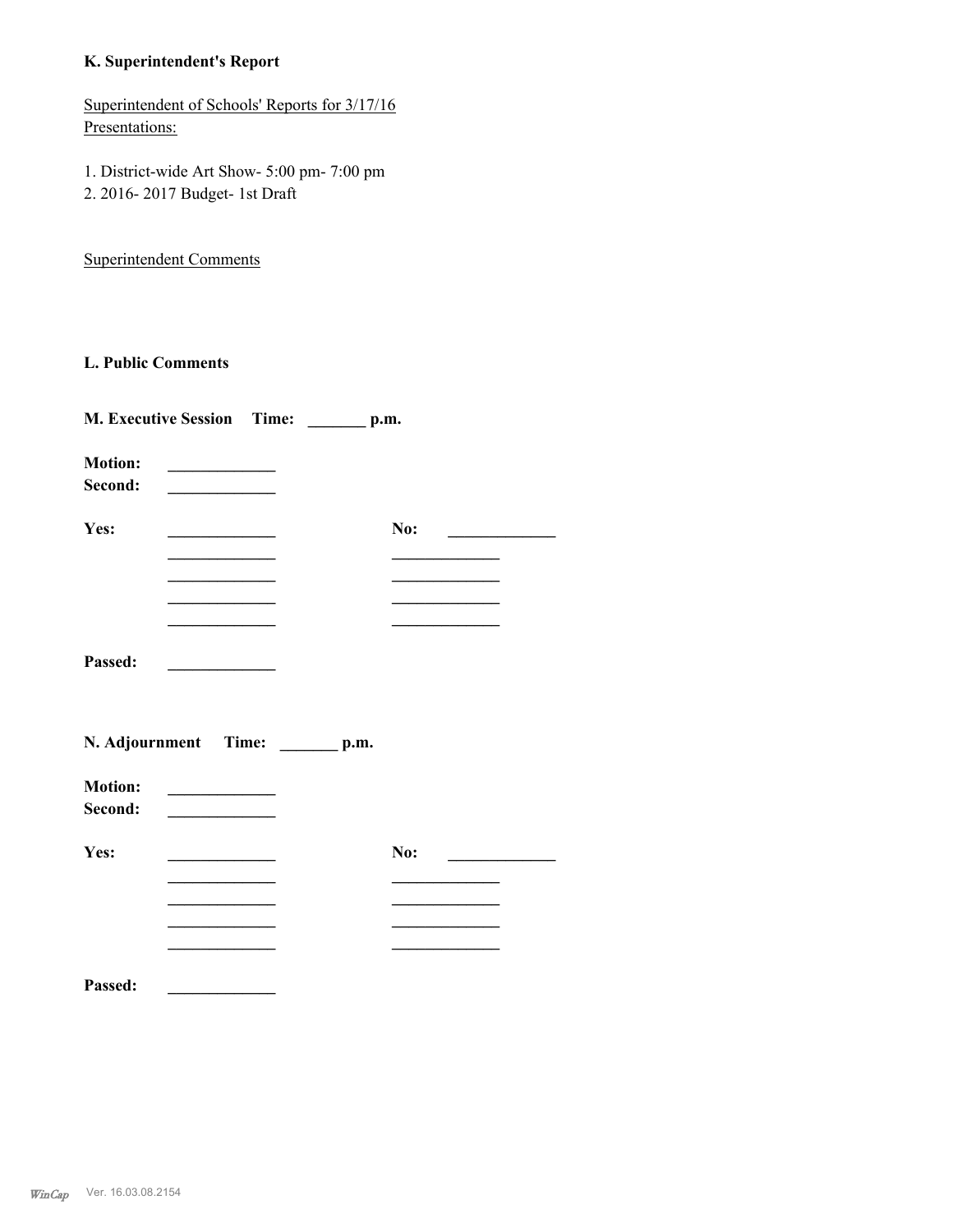**K. Superintendent's Report**

Superintendent of Schools' Reports for 3/17/16
Presentations:

1. District-wide Art Show- 5:00 pm- 7:00 pm
2. 2016- 2017 Budget- 1st Draft

Superintendent Comments

**L. Public Comments**

**M. Executive Session Time: _______ p.m.**

**Motion:** _____________
**Second:** _____________

| | | | |
|---|---|---|---|
| **Yes:** | _____________ | **No:** | _____________ |
| | _____________ | | _____________ |
| | _____________ | | _____________ |
| | _____________ | | _____________ |
| | _____________ | | _____________ |

**Passed:** _____________

**N. Adjournment Time: _______ p.m.**

**Motion:** _____________
**Second:** _____________

| | | | |
|---|---|---|---|
| **Yes:** | _____________ | **No:** | _____________ |
| | _____________ | | _____________ |
| | _____________ | | _____________ |
| | _____________ | | _____________ |
| | _____________ | | _____________ |

**Passed:** _____________